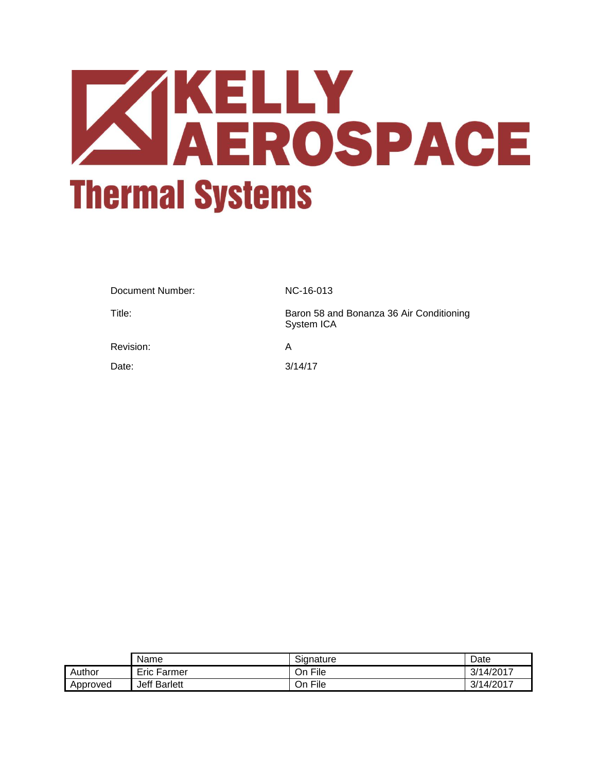# KELLY AEROSPACE

## Thermal Systems

| | |
|---|---|
| Document Number: | NC-16-013 |
| Title: | Baron 58 and Bonanza 36 Air Conditioning System ICA |
| Revision: | A |
| Date: | 3/14/17 |

| | Name | Signature | Date |
|---|---|---|---|
| Author | Eric Farmer | On File | 3/14/2017 |
| Approved | Jeff Barlett | On File | 3/14/2017 |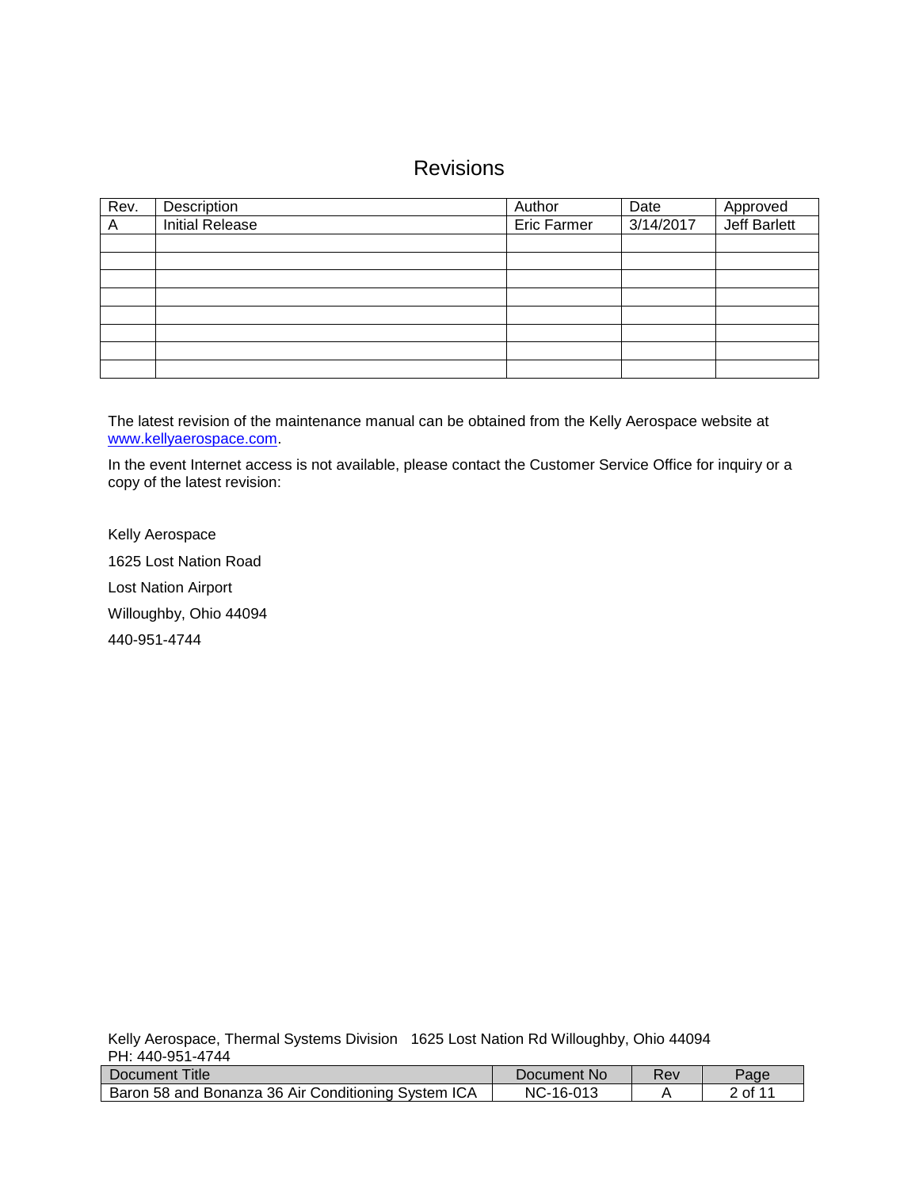# Revisions

| Rev. | Description | Author | Date | Approved |
|---|---|---|---|---|
| A | Initial Release | Eric Farmer | 3/14/2017 | Jeff Barlett |
| | | | | |
| | | | | |
| | | | | |
| | | | | |
| | | | | |
| | | | | |
| | | | | |
| | | | | |

The latest revision of the maintenance manual can be obtained from the Kelly Aerospace website at www.kellyaerospace.com.

In the event Internet access is not available, please contact the Customer Service Office for inquiry or a copy of the latest revision:

Kelly Aerospace

1625 Lost Nation Road

Lost Nation Airport

Willoughby, Ohio 44094

440-951-4744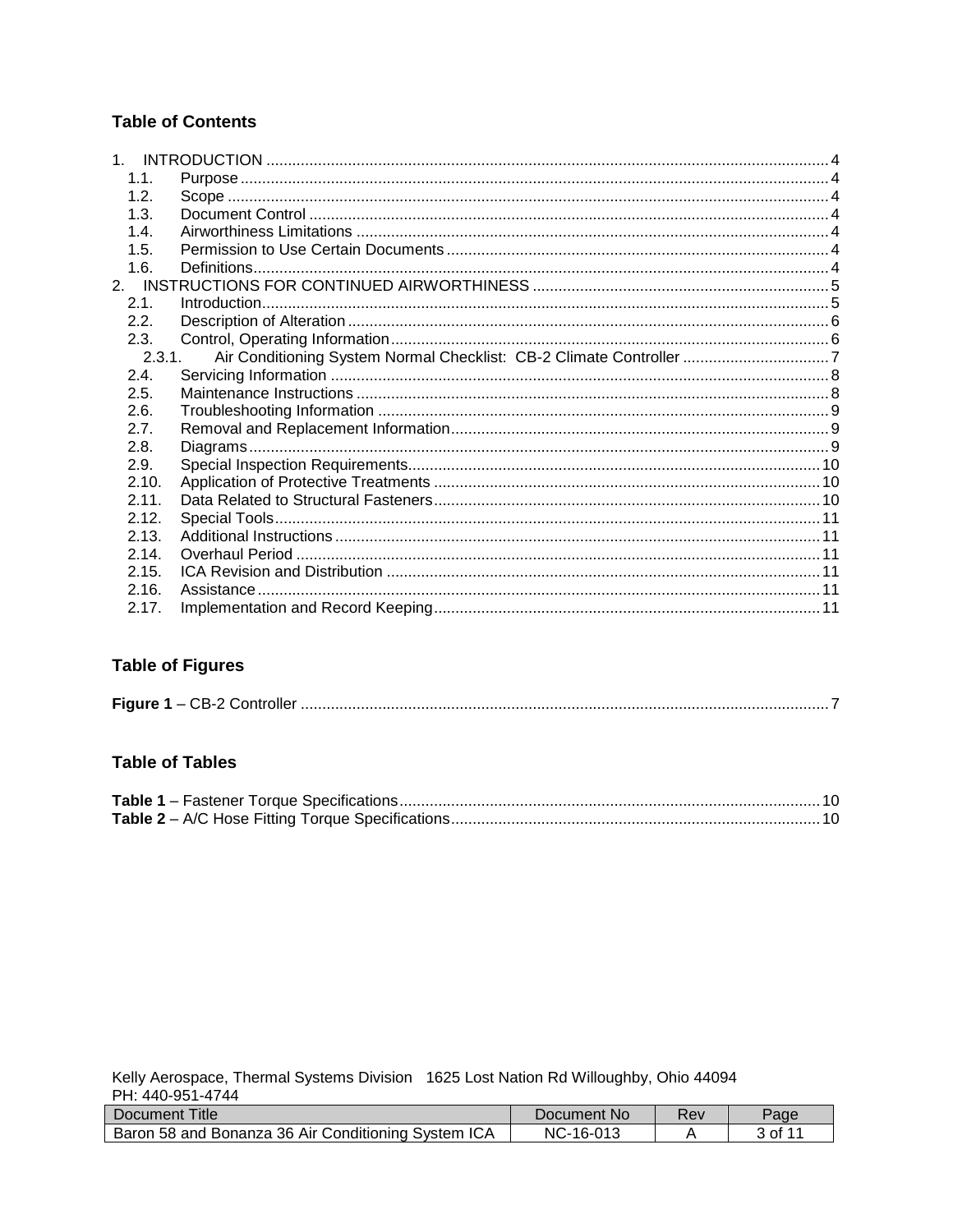## Table of Contents

1. INTRODUCTION ..... 4
   - 1.1. Purpose ..... 4
   - 1.2. Scope ..... 4
   - 1.3. Document Control ..... 4
   - 1.4. Airworthiness Limitations ..... 4
   - 1.5. Permission to Use Certain Documents ..... 4
   - 1.6. Definitions ..... 4
2. INSTRUCTIONS FOR CONTINUED AIRWORTHINESS ..... 5
   - 2.1. Introduction ..... 5
   - 2.2. Description of Alteration ..... 6
   - 2.3. Control, Operating Information ..... 6
     - 2.3.1. Air Conditioning System Normal Checklist: CB-2 Climate Controller ..... 7
   - 2.4. Servicing Information ..... 8
   - 2.5. Maintenance Instructions ..... 8
   - 2.6. Troubleshooting Information ..... 9
   - 2.7. Removal and Replacement Information ..... 9
   - 2.8. Diagrams ..... 9
   - 2.9. Special Inspection Requirements ..... 10
   - 2.10. Application of Protective Treatments ..... 10
   - 2.11. Data Related to Structural Fasteners ..... 10
   - 2.12. Special Tools ..... 11
   - 2.13. Additional Instructions ..... 11
   - 2.14. Overhaul Period ..... 11
   - 2.15. ICA Revision and Distribution ..... 11
   - 2.16. Assistance ..... 11
   - 2.17. Implementation and Record Keeping ..... 11

## Table of Figures

**Figure 1** – CB-2 Controller ..... 7

## Table of Tables

**Table 1** – Fastener Torque Specifications ..... 10
**Table 2** – A/C Hose Fitting Torque Specifications ..... 10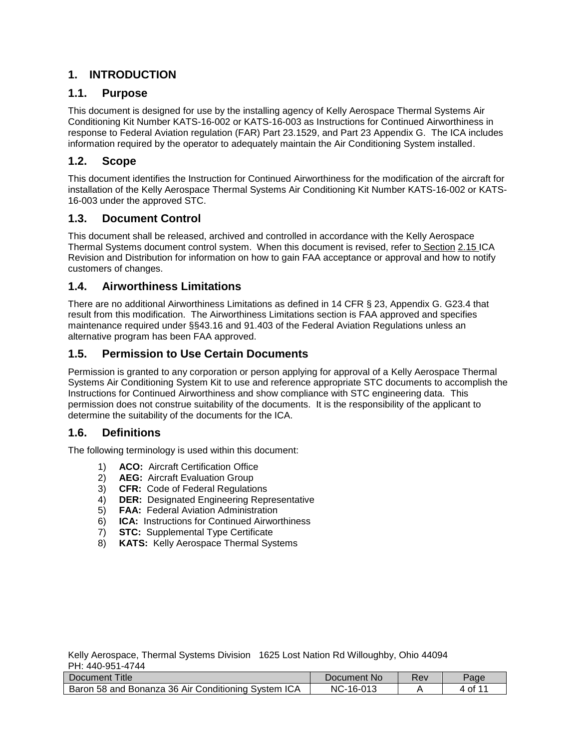# 1. INTRODUCTION

## 1.1. Purpose

This document is designed for use by the installing agency of Kelly Aerospace Thermal Systems Air Conditioning Kit Number KATS-16-002 or KATS-16-003 as Instructions for Continued Airworthiness in response to Federal Aviation regulation (FAR) Part 23.1529, and Part 23 Appendix G. The ICA includes information required by the operator to adequately maintain the Air Conditioning System installed.

## 1.2. Scope

This document identifies the Instruction for Continued Airworthiness for the modification of the aircraft for installation of the Kelly Aerospace Thermal Systems Air Conditioning Kit Number KATS-16-002 or KATS-16-003 under the approved STC.

## 1.3. Document Control

This document shall be released, archived and controlled in accordance with the Kelly Aerospace Thermal Systems document control system. When this document is revised, refer to Section 2.15 ICA Revision and Distribution for information on how to gain FAA acceptance or approval and how to notify customers of changes.

## 1.4. Airworthiness Limitations

There are no additional Airworthiness Limitations as defined in 14 CFR § 23, Appendix G. G23.4 that result from this modification. The Airworthiness Limitations section is FAA approved and specifies maintenance required under §§43.16 and 91.403 of the Federal Aviation Regulations unless an alternative program has been FAA approved.

## 1.5. Permission to Use Certain Documents

Permission is granted to any corporation or person applying for approval of a Kelly Aerospace Thermal Systems Air Conditioning System Kit to use and reference appropriate STC documents to accomplish the Instructions for Continued Airworthiness and show compliance with STC engineering data. This permission does not construe suitability of the documents. It is the responsibility of the applicant to determine the suitability of the documents for the ICA.

## 1.6. Definitions

The following terminology is used within this document:

1) **ACO:** Aircraft Certification Office
2) **AEG:** Aircraft Evaluation Group
3) **CFR:** Code of Federal Regulations
4) **DER:** Designated Engineering Representative
5) **FAA:** Federal Aviation Administration
6) **ICA:** Instructions for Continued Airworthiness
7) **STC:** Supplemental Type Certificate
8) **KATS:** Kelly Aerospace Thermal Systems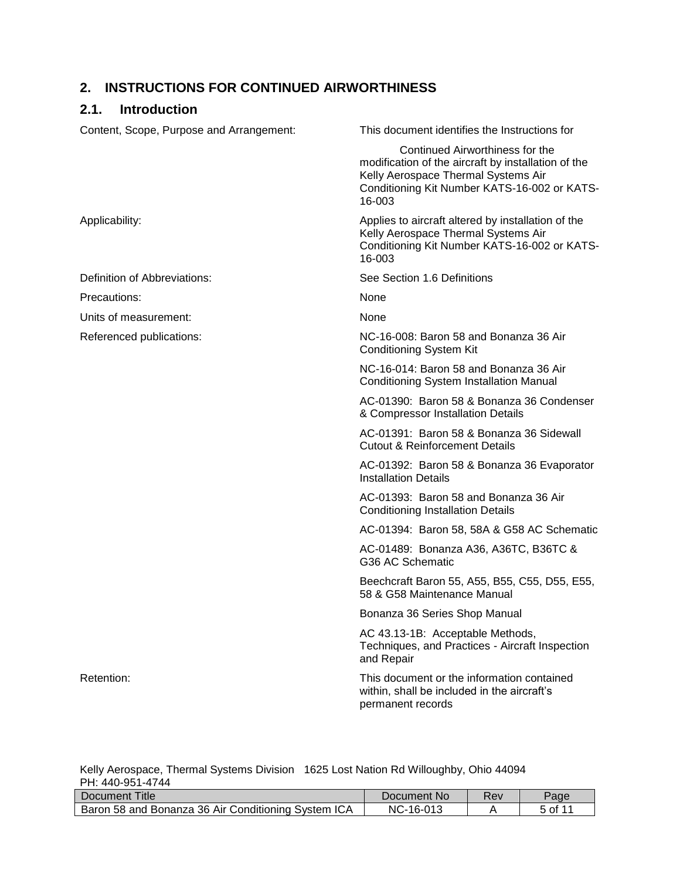## 2. INSTRUCTIONS FOR CONTINUED AIRWORTHINESS

### 2.1. Introduction

| | |
|---|---|
| Content, Scope, Purpose and Arrangement: | This document identifies the Instructions for Continued Airworthiness for the modification of the aircraft by installation of the Kelly Aerospace Thermal Systems Air Conditioning Kit Number KATS-16-002 or KATS-16-003 |
| Applicability: | Applies to aircraft altered by installation of the Kelly Aerospace Thermal Systems Air Conditioning Kit Number KATS-16-002 or KATS-16-003 |
| Definition of Abbreviations: | See Section 1.6 Definitions |
| Precautions: | None |
| Units of measurement: | None |
| Referenced publications: | NC-16-008: Baron 58 and Bonanza 36 Air Conditioning System Kit<br>NC-16-014: Baron 58 and Bonanza 36 Air Conditioning System Installation Manual<br>AC-01390: Baron 58 & Bonanza 36 Condenser & Compressor Installation Details<br>AC-01391: Baron 58 & Bonanza 36 Sidewall Cutout & Reinforcement Details<br>AC-01392: Baron 58 & Bonanza 36 Evaporator Installation Details<br>AC-01393: Baron 58 and Bonanza 36 Air Conditioning Installation Details<br>AC-01394: Baron 58, 58A & G58 AC Schematic<br>AC-01489: Bonanza A36, A36TC, B36TC & G36 AC Schematic<br>Beechcraft Baron 55, A55, B55, C55, D55, E55, 58 & G58 Maintenance Manual<br>Bonanza 36 Series Shop Manual<br>AC 43.13-1B: Acceptable Methods, Techniques, and Practices - Aircraft Inspection and Repair |
| Retention: | This document or the information contained within, shall be included in the aircraft's permanent records |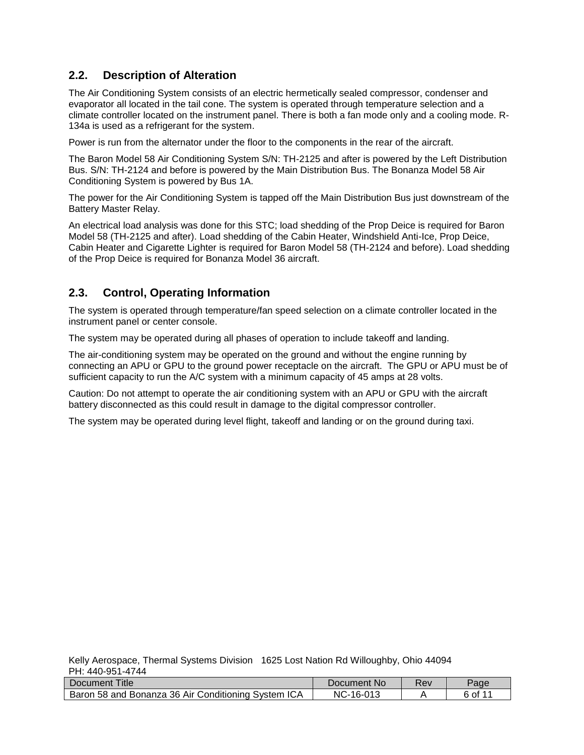## 2.2. Description of Alteration

The Air Conditioning System consists of an electric hermetically sealed compressor, condenser and evaporator all located in the tail cone. The system is operated through temperature selection and a climate controller located on the instrument panel. There is both a fan mode only and a cooling mode. R-134a is used as a refrigerant for the system.

Power is run from the alternator under the floor to the components in the rear of the aircraft.

The Baron Model 58 Air Conditioning System S/N: TH-2125 and after is powered by the Left Distribution Bus. S/N: TH-2124 and before is powered by the Main Distribution Bus. The Bonanza Model 58 Air Conditioning System is powered by Bus 1A.

The power for the Air Conditioning System is tapped off the Main Distribution Bus just downstream of the Battery Master Relay.

An electrical load analysis was done for this STC; load shedding of the Prop Deice is required for Baron Model 58 (TH-2125 and after). Load shedding of the Cabin Heater, Windshield Anti-Ice, Prop Deice, Cabin Heater and Cigarette Lighter is required for Baron Model 58 (TH-2124 and before). Load shedding of the Prop Deice is required for Bonanza Model 36 aircraft.

## 2.3. Control, Operating Information

The system is operated through temperature/fan speed selection on a climate controller located in the instrument panel or center console.

The system may be operated during all phases of operation to include takeoff and landing.

The air-conditioning system may be operated on the ground and without the engine running by connecting an APU or GPU to the ground power receptacle on the aircraft. The GPU or APU must be of sufficient capacity to run the A/C system with a minimum capacity of 45 amps at 28 volts.

Caution: Do not attempt to operate the air conditioning system with an APU or GPU with the aircraft battery disconnected as this could result in damage to the digital compressor controller.

The system may be operated during level flight, takeoff and landing or on the ground during taxi.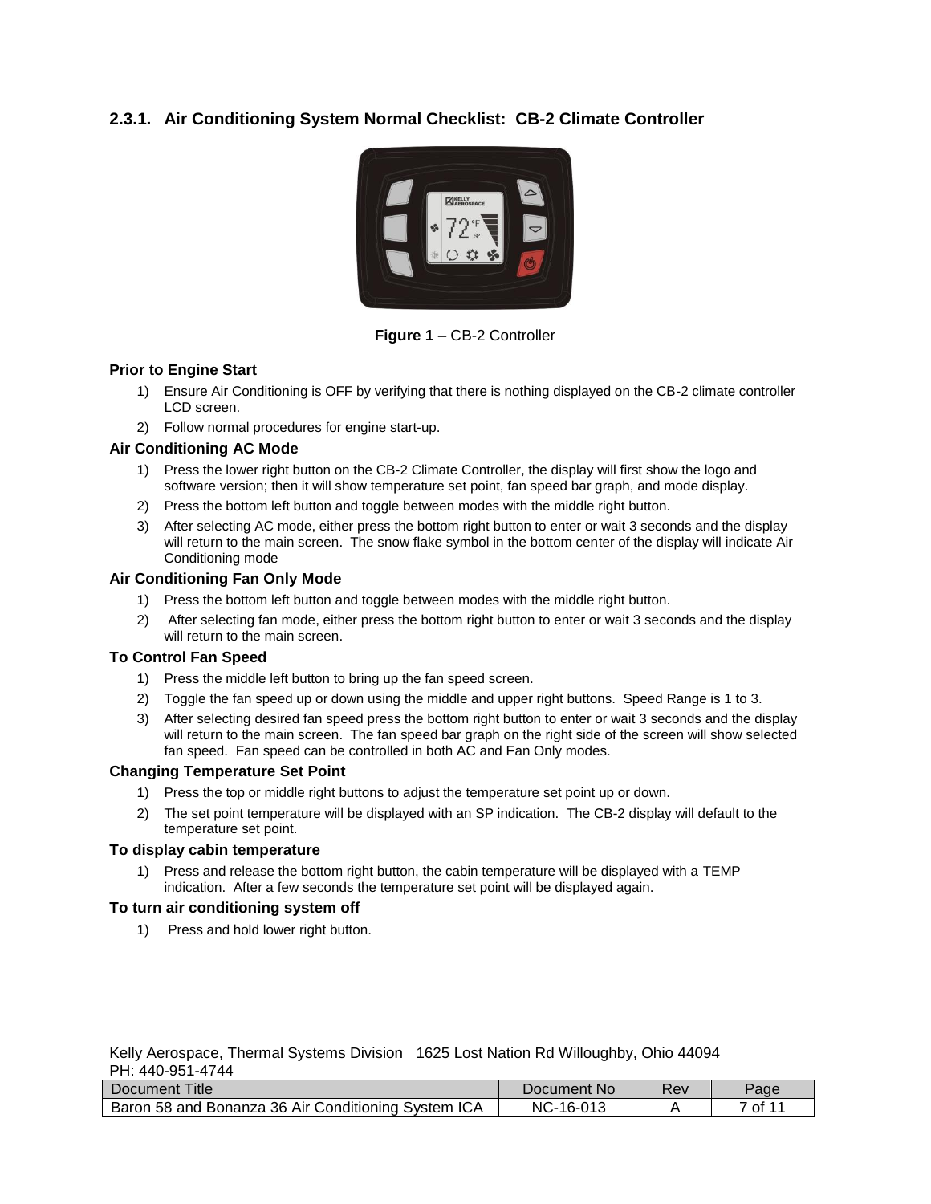### 2.3.1. Air Conditioning System Normal Checklist: CB-2 Climate Controller

**Figure 1** – CB-2 Controller

**Prior to Engine Start**

1) Ensure Air Conditioning is OFF by verifying that there is nothing displayed on the CB-2 climate controller LCD screen.
2) Follow normal procedures for engine start-up.

**Air Conditioning AC Mode**

1) Press the lower right button on the CB-2 Climate Controller, the display will first show the logo and software version; then it will show temperature set point, fan speed bar graph, and mode display.
2) Press the bottom left button and toggle between modes with the middle right button.
3) After selecting AC mode, either press the bottom right button to enter or wait 3 seconds and the display will return to the main screen. The snow flake symbol in the bottom center of the display will indicate Air Conditioning mode

**Air Conditioning Fan Only Mode**

1) Press the bottom left button and toggle between modes with the middle right button.
2) After selecting fan mode, either press the bottom right button to enter or wait 3 seconds and the display will return to the main screen.

**To Control Fan Speed**

1) Press the middle left button to bring up the fan speed screen.
2) Toggle the fan speed up or down using the middle and upper right buttons. Speed Range is 1 to 3.
3) After selecting desired fan speed press the bottom right button to enter or wait 3 seconds and the display will return to the main screen. The fan speed bar graph on the right side of the screen will show selected fan speed. Fan speed can be controlled in both AC and Fan Only modes.

**Changing Temperature Set Point**

1) Press the top or middle right buttons to adjust the temperature set point up or down.
2) The set point temperature will be displayed with an SP indication. The CB-2 display will default to the temperature set point.

**To display cabin temperature**

1) Press and release the bottom right button, the cabin temperature will be displayed with a TEMP indication. After a few seconds the temperature set point will be displayed again.

**To turn air conditioning system off**

1) Press and hold lower right button.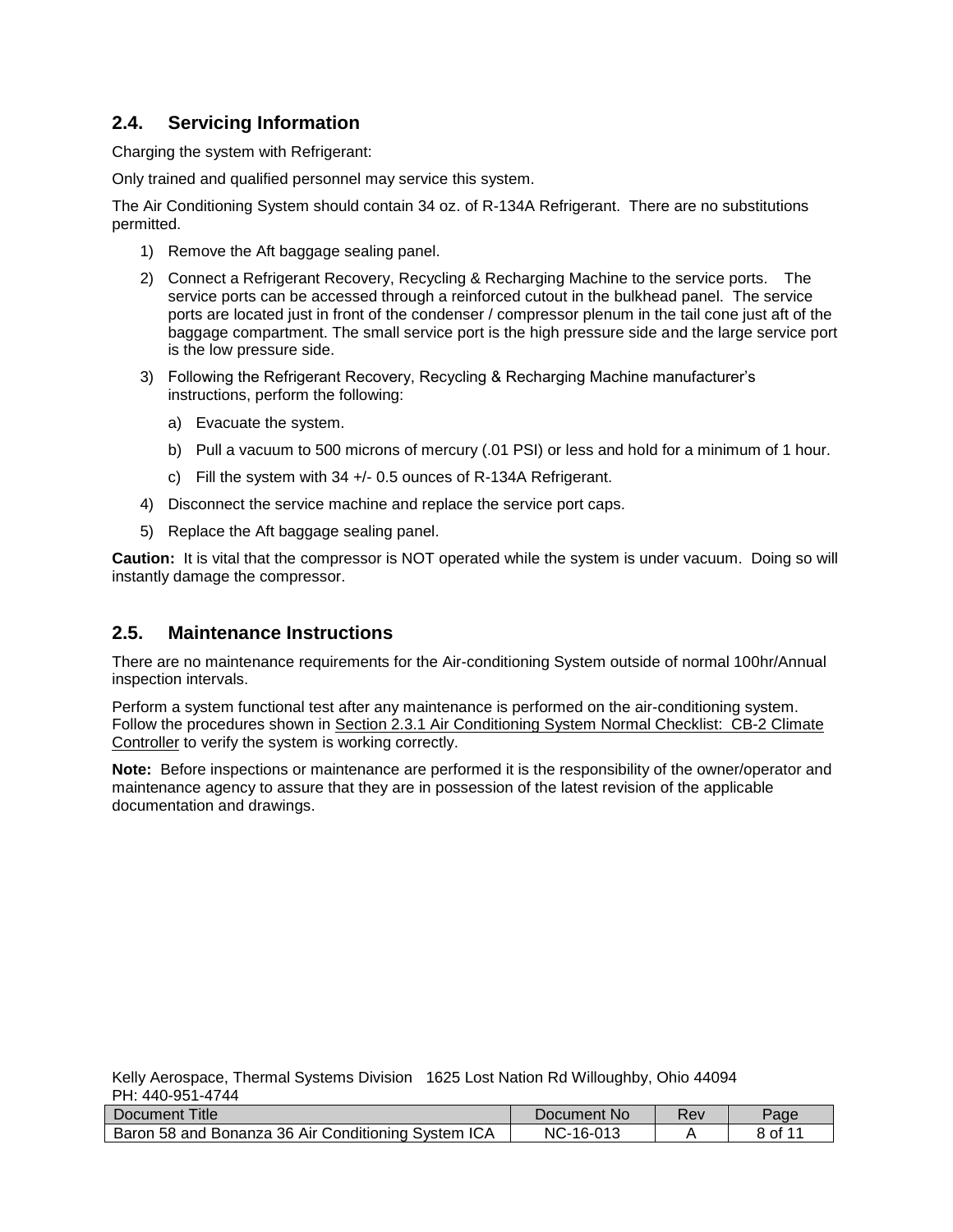## 2.4. Servicing Information

Charging the system with Refrigerant:

Only trained and qualified personnel may service this system.

The Air Conditioning System should contain 34 oz. of R-134A Refrigerant. There are no substitutions permitted.

1) Remove the Aft baggage sealing panel.
2) Connect a Refrigerant Recovery, Recycling & Recharging Machine to the service ports. The service ports can be accessed through a reinforced cutout in the bulkhead panel. The service ports are located just in front of the condenser / compressor plenum in the tail cone just aft of the baggage compartment. The small service port is the high pressure side and the large service port is the low pressure side.
3) Following the Refrigerant Recovery, Recycling & Recharging Machine manufacturer's instructions, perform the following:
   a) Evacuate the system.
   b) Pull a vacuum to 500 microns of mercury (.01 PSI) or less and hold for a minimum of 1 hour.
   c) Fill the system with 34 +/- 0.5 ounces of R-134A Refrigerant.
4) Disconnect the service machine and replace the service port caps.
5) Replace the Aft baggage sealing panel.

**Caution:** It is vital that the compressor is NOT operated while the system is under vacuum. Doing so will instantly damage the compressor.

## 2.5. Maintenance Instructions

There are no maintenance requirements for the Air-conditioning System outside of normal 100hr/Annual inspection intervals.

Perform a system functional test after any maintenance is performed on the air-conditioning system. Follow the procedures shown in Section 2.3.1 Air Conditioning System Normal Checklist: CB-2 Climate Controller to verify the system is working correctly.

**Note:** Before inspections or maintenance are performed it is the responsibility of the owner/operator and maintenance agency to assure that they are in possession of the latest revision of the applicable documentation and drawings.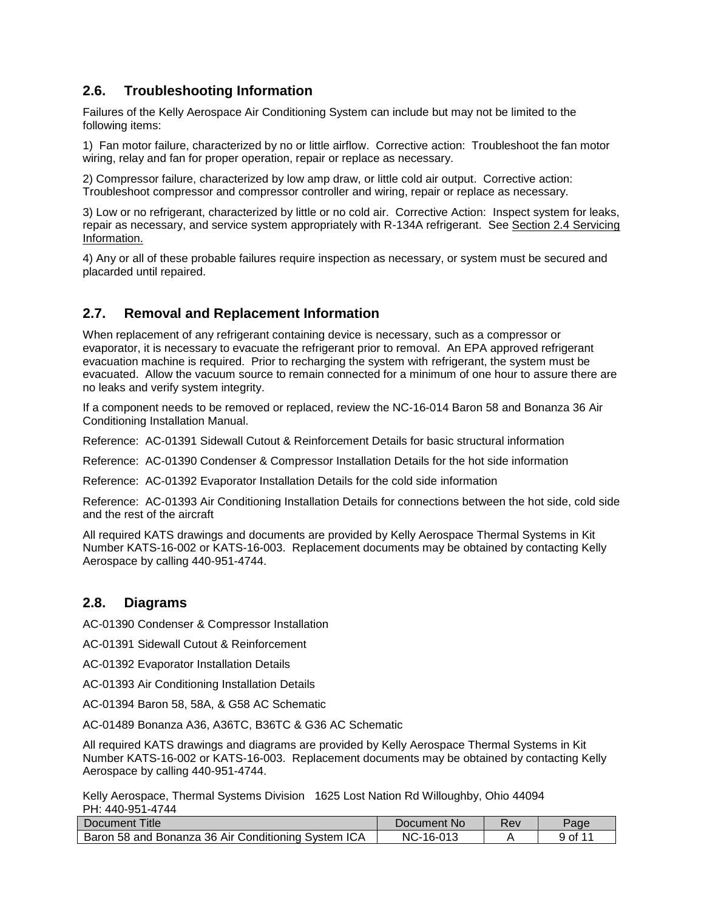## 2.6. Troubleshooting Information

Failures of the Kelly Aerospace Air Conditioning System can include but may not be limited to the following items:

1) Fan motor failure, characterized by no or little airflow. Corrective action: Troubleshoot the fan motor wiring, relay and fan for proper operation, repair or replace as necessary.

2) Compressor failure, characterized by low amp draw, or little cold air output. Corrective action: Troubleshoot compressor and compressor controller and wiring, repair or replace as necessary.

3) Low or no refrigerant, characterized by little or no cold air. Corrective Action: Inspect system for leaks, repair as necessary, and service system appropriately with R-134A refrigerant. See Section 2.4 Servicing Information.

4) Any or all of these probable failures require inspection as necessary, or system must be secured and placarded until repaired.

## 2.7. Removal and Replacement Information

When replacement of any refrigerant containing device is necessary, such as a compressor or evaporator, it is necessary to evacuate the refrigerant prior to removal. An EPA approved refrigerant evacuation machine is required. Prior to recharging the system with refrigerant, the system must be evacuated. Allow the vacuum source to remain connected for a minimum of one hour to assure there are no leaks and verify system integrity.

If a component needs to be removed or replaced, review the NC-16-014 Baron 58 and Bonanza 36 Air Conditioning Installation Manual.

Reference: AC-01391 Sidewall Cutout & Reinforcement Details for basic structural information

Reference: AC-01390 Condenser & Compressor Installation Details for the hot side information

Reference: AC-01392 Evaporator Installation Details for the cold side information

Reference: AC-01393 Air Conditioning Installation Details for connections between the hot side, cold side and the rest of the aircraft

All required KATS drawings and documents are provided by Kelly Aerospace Thermal Systems in Kit Number KATS-16-002 or KATS-16-003. Replacement documents may be obtained by contacting Kelly Aerospace by calling 440-951-4744.

## 2.8. Diagrams

AC-01390 Condenser & Compressor Installation

AC-01391 Sidewall Cutout & Reinforcement

AC-01392 Evaporator Installation Details

AC-01393 Air Conditioning Installation Details

AC-01394 Baron 58, 58A, & G58 AC Schematic

AC-01489 Bonanza A36, A36TC, B36TC & G36 AC Schematic

All required KATS drawings and diagrams are provided by Kelly Aerospace Thermal Systems in Kit Number KATS-16-002 or KATS-16-003. Replacement documents may be obtained by contacting Kelly Aerospace by calling 440-951-4744.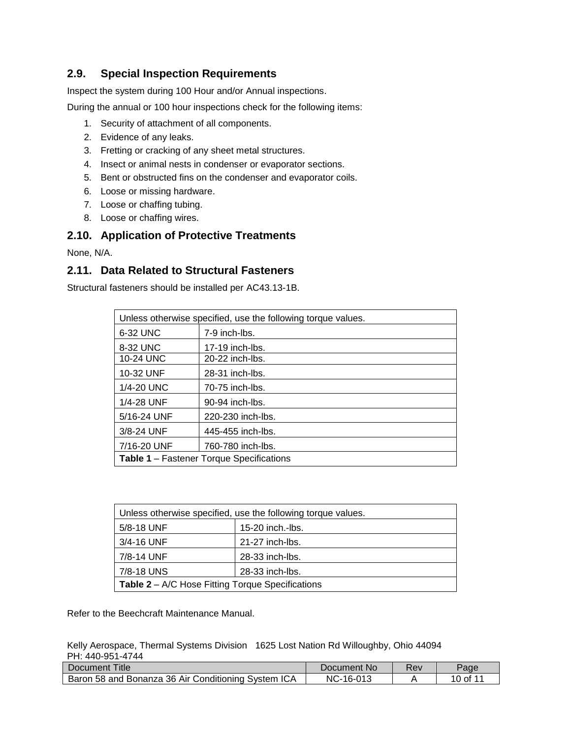## 2.9. Special Inspection Requirements

Inspect the system during 100 Hour and/or Annual inspections.

During the annual or 100 hour inspections check for the following items:

1. Security of attachment of all components.
2. Evidence of any leaks.
3. Fretting or cracking of any sheet metal structures.
4. Insect or animal nests in condenser or evaporator sections.
5. Bent or obstructed fins on the condenser and evaporator coils.
6. Loose or missing hardware.
7. Loose or chaffing tubing.
8. Loose or chaffing wires.

## 2.10. Application of Protective Treatments

None, N/A.

## 2.11. Data Related to Structural Fasteners

Structural fasteners should be installed per AC43.13-1B.

| Unless otherwise specified, use the following torque values. | |
|---|---|
| 6-32 UNC | 7-9 inch-lbs. |
| 8-32 UNC | 17-19 inch-lbs. |
| 10-24 UNC | 20-22 inch-lbs. |
| 10-32 UNF | 28-31 inch-lbs. |
| 1/4-20 UNC | 70-75 inch-lbs. |
| 1/4-28 UNF | 90-94 inch-lbs. |
| 5/16-24 UNF | 220-230 inch-lbs. |
| 3/8-24 UNF | 445-455 inch-lbs. |
| 7/16-20 UNF | 760-780 inch-lbs. |

**Table 1** – Fastener Torque Specifications

| Unless otherwise specified, use the following torque values. | |
|---|---|
| 5/8-18 UNF | 15-20 inch.-lbs. |
| 3/4-16 UNF | 21-27 inch-lbs. |
| 7/8-14 UNF | 28-33 inch-lbs. |
| 7/8-18 UNS | 28-33 inch-lbs. |

**Table 2** – A/C Hose Fitting Torque Specifications

Refer to the Beechcraft Maintenance Manual.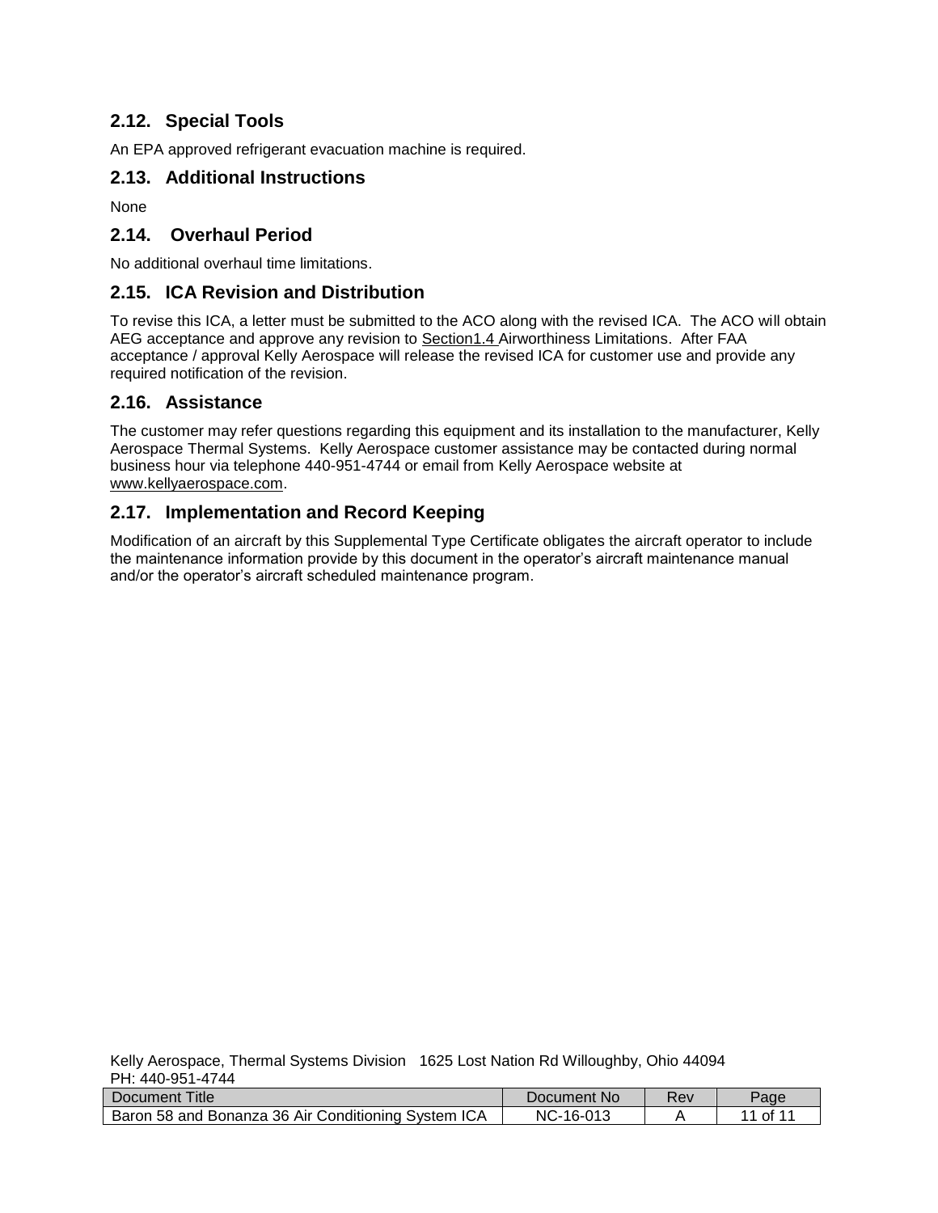## 2.12. Special Tools

An EPA approved refrigerant evacuation machine is required.

## 2.13. Additional Instructions

None

## 2.14. Overhaul Period

No additional overhaul time limitations.

## 2.15. ICA Revision and Distribution

To revise this ICA, a letter must be submitted to the ACO along with the revised ICA. The ACO will obtain AEG acceptance and approve any revision to Section1.4 Airworthiness Limitations. After FAA acceptance / approval Kelly Aerospace will release the revised ICA for customer use and provide any required notification of the revision.

## 2.16. Assistance

The customer may refer questions regarding this equipment and its installation to the manufacturer, Kelly Aerospace Thermal Systems. Kelly Aerospace customer assistance may be contacted during normal business hour via telephone 440-951-4744 or email from Kelly Aerospace website at www.kellyaerospace.com.

## 2.17. Implementation and Record Keeping

Modification of an aircraft by this Supplemental Type Certificate obligates the aircraft operator to include the maintenance information provide by this document in the operator's aircraft maintenance manual and/or the operator's aircraft scheduled maintenance program.